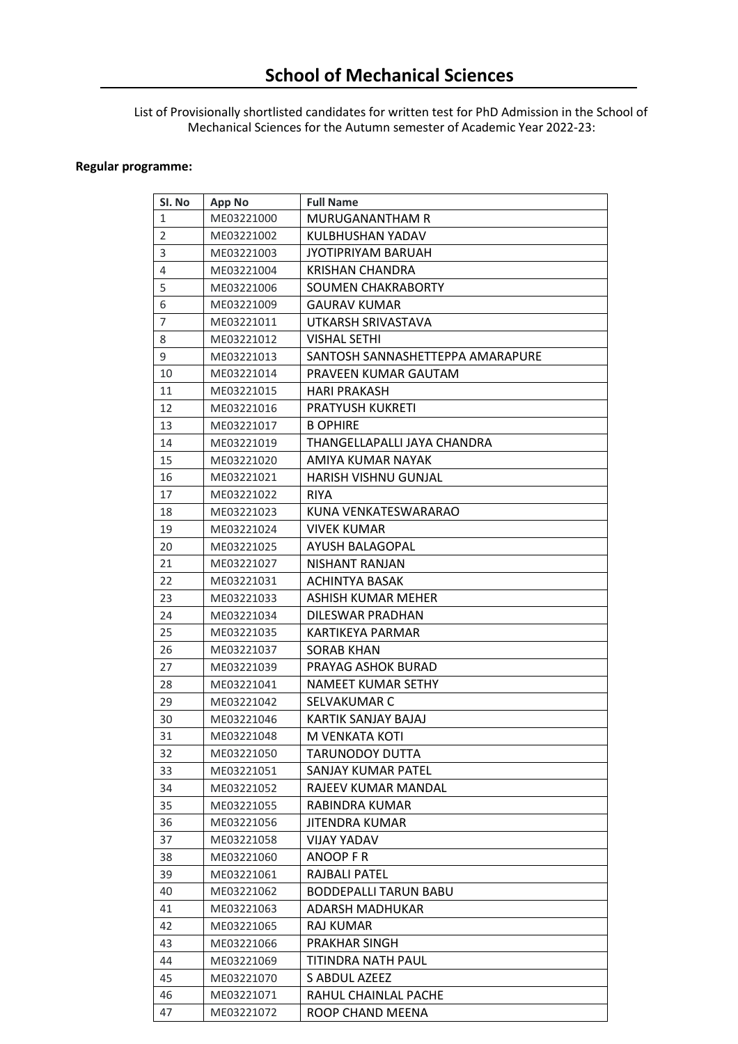# School of Mechanical Sciences

List of Provisionally shortlisted candidates for written test for PhD Admission in the School of Mechanical Sciences for the Autumn semester of Academic Year 2022-23:

**Regular programme:**

| SI. No | App No | Full Name |
|---|---|---|
| 1 | ME03221000 | MURUGANANTHAM R |
| 2 | ME03221002 | KULBHUSHAN YADAV |
| 3 | ME03221003 | JYOTIPRIYAM BARUAH |
| 4 | ME03221004 | KRISHAN CHANDRA |
| 5 | ME03221006 | SOUMEN CHAKRABORTY |
| 6 | ME03221009 | GAURAV KUMAR |
| 7 | ME03221011 | UTKARSH SRIVASTAVA |
| 8 | ME03221012 | VISHAL SETHI |
| 9 | ME03221013 | SANTOSH SANNASHETTEPPA AMARAPURE |
| 10 | ME03221014 | PRAVEEN KUMAR GAUTAM |
| 11 | ME03221015 | HARI PRAKASH |
| 12 | ME03221016 | PRATYUSH KUKRETI |
| 13 | ME03221017 | B OPHIRE |
| 14 | ME03221019 | THANGELLAPALLI JAYA CHANDRA |
| 15 | ME03221020 | AMIYA KUMAR NAYAK |
| 16 | ME03221021 | HARISH VISHNU GUNJAL |
| 17 | ME03221022 | RIYA |
| 18 | ME03221023 | KUNA VENKATESWARARAO |
| 19 | ME03221024 | VIVEK KUMAR |
| 20 | ME03221025 | AYUSH BALAGOPAL |
| 21 | ME03221027 | NISHANT RANJAN |
| 22 | ME03221031 | ACHINTYA BASAK |
| 23 | ME03221033 | ASHISH KUMAR MEHER |
| 24 | ME03221034 | DILESWAR PRADHAN |
| 25 | ME03221035 | KARTIKEYA PARMAR |
| 26 | ME03221037 | SORAB KHAN |
| 27 | ME03221039 | PRAYAG ASHOK BURAD |
| 28 | ME03221041 | NAMEET KUMAR SETHY |
| 29 | ME03221042 | SELVAKUMAR C |
| 30 | ME03221046 | KARTIK SANJAY BAJAJ |
| 31 | ME03221048 | M VENKATA KOTI |
| 32 | ME03221050 | TARUNODOY DUTTA |
| 33 | ME03221051 | SANJAY KUMAR PATEL |
| 34 | ME03221052 | RAJEEV KUMAR MANDAL |
| 35 | ME03221055 | RABINDRA KUMAR |
| 36 | ME03221056 | JITENDRA KUMAR |
| 37 | ME03221058 | VIJAY YADAV |
| 38 | ME03221060 | ANOOP F R |
| 39 | ME03221061 | RAJBALI PATEL |
| 40 | ME03221062 | BODDEPALLI TARUN BABU |
| 41 | ME03221063 | ADARSH MADHUKAR |
| 42 | ME03221065 | RAJ KUMAR |
| 43 | ME03221066 | PRAKHAR SINGH |
| 44 | ME03221069 | TITINDRA NATH PAUL |
| 45 | ME03221070 | S ABDUL AZEEZ |
| 46 | ME03221071 | RAHUL CHAINLAL PACHE |
| 47 | ME03221072 | ROOP CHAND MEENA |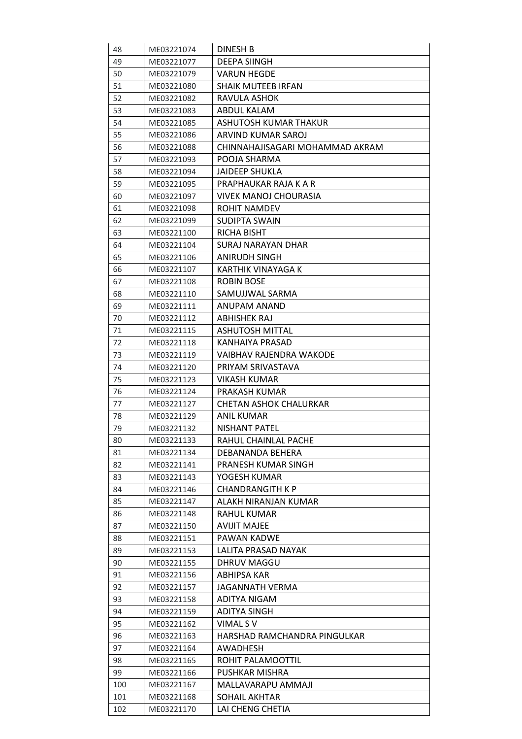| 48 | ME03221074 | DINESH B |
|---|---|---|
| 49 | ME03221077 | DEEPA SIINGH |
| 50 | ME03221079 | VARUN HEGDE |
| 51 | ME03221080 | SHAIK MUTEEB IRFAN |
| 52 | ME03221082 | RAVULA ASHOK |
| 53 | ME03221083 | ABDUL KALAM |
| 54 | ME03221085 | ASHUTOSH KUMAR THAKUR |
| 55 | ME03221086 | ARVIND KUMAR SAROJ |
| 56 | ME03221088 | CHINNAHAJISAGARI MOHAMMAD AKRAM |
| 57 | ME03221093 | POOJA SHARMA |
| 58 | ME03221094 | JAIDEEP SHUKLA |
| 59 | ME03221095 | PRAPHAUKAR RAJA K A R |
| 60 | ME03221097 | VIVEK MANOJ CHOURASIA |
| 61 | ME03221098 | ROHIT NAMDEV |
| 62 | ME03221099 | SUDIPTA SWAIN |
| 63 | ME03221100 | RICHA BISHT |
| 64 | ME03221104 | SURAJ NARAYAN DHAR |
| 65 | ME03221106 | ANIRUDH SINGH |
| 66 | ME03221107 | KARTHIK VINAYAGA K |
| 67 | ME03221108 | ROBIN BOSE |
| 68 | ME03221110 | SAMUJJWAL SARMA |
| 69 | ME03221111 | ANUPAM ANAND |
| 70 | ME03221112 | ABHISHEK RAJ |
| 71 | ME03221115 | ASHUTOSH MITTAL |
| 72 | ME03221118 | KANHAIYA PRASAD |
| 73 | ME03221119 | VAIBHAV RAJENDRA WAKODE |
| 74 | ME03221120 | PRIYAM SRIVASTAVA |
| 75 | ME03221123 | VIKASH KUMAR |
| 76 | ME03221124 | PRAKASH KUMAR |
| 77 | ME03221127 | CHETAN ASHOK CHALURKAR |
| 78 | ME03221129 | ANIL KUMAR |
| 79 | ME03221132 | NISHANT PATEL |
| 80 | ME03221133 | RAHUL CHAINLAL PACHE |
| 81 | ME03221134 | DEBANANDA BEHERA |
| 82 | ME03221141 | PRANESH KUMAR SINGH |
| 83 | ME03221143 | YOGESH KUMAR |
| 84 | ME03221146 | CHANDRANGITH K P |
| 85 | ME03221147 | ALAKH NIRANJAN KUMAR |
| 86 | ME03221148 | RAHUL KUMAR |
| 87 | ME03221150 | AVIJIT MAJEE |
| 88 | ME03221151 | PAWAN KADWE |
| 89 | ME03221153 | LALITA PRASAD NAYAK |
| 90 | ME03221155 | DHRUV MAGGU |
| 91 | ME03221156 | ABHIPSA KAR |
| 92 | ME03221157 | JAGANNATH VERMA |
| 93 | ME03221158 | ADITYA NIGAM |
| 94 | ME03221159 | ADITYA SINGH |
| 95 | ME03221162 | VIMAL S V |
| 96 | ME03221163 | HARSHAD RAMCHANDRA PINGULKAR |
| 97 | ME03221164 | AWADHESH |
| 98 | ME03221165 | ROHIT PALAMOOTTIL |
| 99 | ME03221166 | PUSHKAR MISHRA |
| 100 | ME03221167 | MALLAVARAPU AMMAJI |
| 101 | ME03221168 | SOHAIL AKHTAR |
| 102 | ME03221170 | LAI CHENG CHETIA |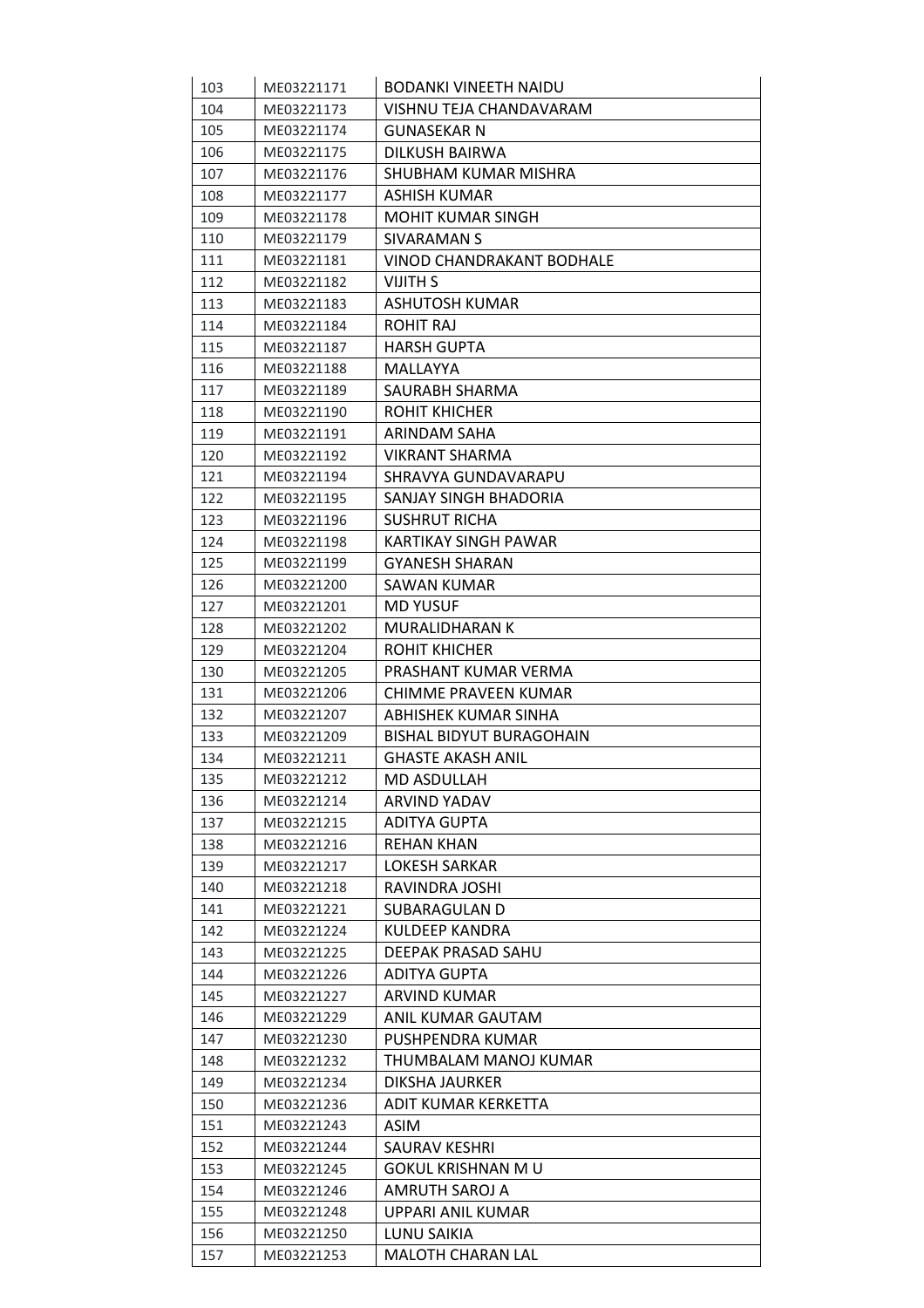| 103 | ME03221171 | BODANKI VINEETH NAIDU |
|---|---|---|
| 104 | ME03221173 | VISHNU TEJA CHANDAVARAM |
| 105 | ME03221174 | GUNASEKAR N |
| 106 | ME03221175 | DILKUSH BAIRWA |
| 107 | ME03221176 | SHUBHAM KUMAR MISHRA |
| 108 | ME03221177 | ASHISH KUMAR |
| 109 | ME03221178 | MOHIT KUMAR SINGH |
| 110 | ME03221179 | SIVARAMAN S |
| 111 | ME03221181 | VINOD CHANDRAKANT BODHALE |
| 112 | ME03221182 | VIJITH S |
| 113 | ME03221183 | ASHUTOSH KUMAR |
| 114 | ME03221184 | ROHIT RAJ |
| 115 | ME03221187 | HARSH GUPTA |
| 116 | ME03221188 | MALLAYYA |
| 117 | ME03221189 | SAURABH SHARMA |
| 118 | ME03221190 | ROHIT KHICHER |
| 119 | ME03221191 | ARINDAM SAHA |
| 120 | ME03221192 | VIKRANT SHARMA |
| 121 | ME03221194 | SHRAVYA GUNDAVARAPU |
| 122 | ME03221195 | SANJAY SINGH BHADORIA |
| 123 | ME03221196 | SUSHRUT RICHA |
| 124 | ME03221198 | KARTIKAY SINGH PAWAR |
| 125 | ME03221199 | GYANESH SHARAN |
| 126 | ME03221200 | SAWAN KUMAR |
| 127 | ME03221201 | MD YUSUF |
| 128 | ME03221202 | MURALIDHARAN K |
| 129 | ME03221204 | ROHIT KHICHER |
| 130 | ME03221205 | PRASHANT KUMAR VERMA |
| 131 | ME03221206 | CHIMME PRAVEEN KUMAR |
| 132 | ME03221207 | ABHISHEK KUMAR SINHA |
| 133 | ME03221209 | BISHAL BIDYUT BURAGOHAIN |
| 134 | ME03221211 | GHASTE AKASH ANIL |
| 135 | ME03221212 | MD ASDULLAH |
| 136 | ME03221214 | ARVIND YADAV |
| 137 | ME03221215 | ADITYA GUPTA |
| 138 | ME03221216 | REHAN KHAN |
| 139 | ME03221217 | LOKESH SARKAR |
| 140 | ME03221218 | RAVINDRA JOSHI |
| 141 | ME03221221 | SUBARAGULAN D |
| 142 | ME03221224 | KULDEEP KANDRA |
| 143 | ME03221225 | DEEPAK PRASAD SAHU |
| 144 | ME03221226 | ADITYA GUPTA |
| 145 | ME03221227 | ARVIND KUMAR |
| 146 | ME03221229 | ANIL KUMAR GAUTAM |
| 147 | ME03221230 | PUSHPENDRA KUMAR |
| 148 | ME03221232 | THUMBALAM MANOJ KUMAR |
| 149 | ME03221234 | DIKSHA JAURKER |
| 150 | ME03221236 | ADIT KUMAR KERKETTA |
| 151 | ME03221243 | ASIM |
| 152 | ME03221244 | SAURAV KESHRI |
| 153 | ME03221245 | GOKUL KRISHNAN M U |
| 154 | ME03221246 | AMRUTH SAROJ A |
| 155 | ME03221248 | UPPARI ANIL KUMAR |
| 156 | ME03221250 | LUNU SAIKIA |
| 157 | ME03221253 | MALOTH CHARAN LAL |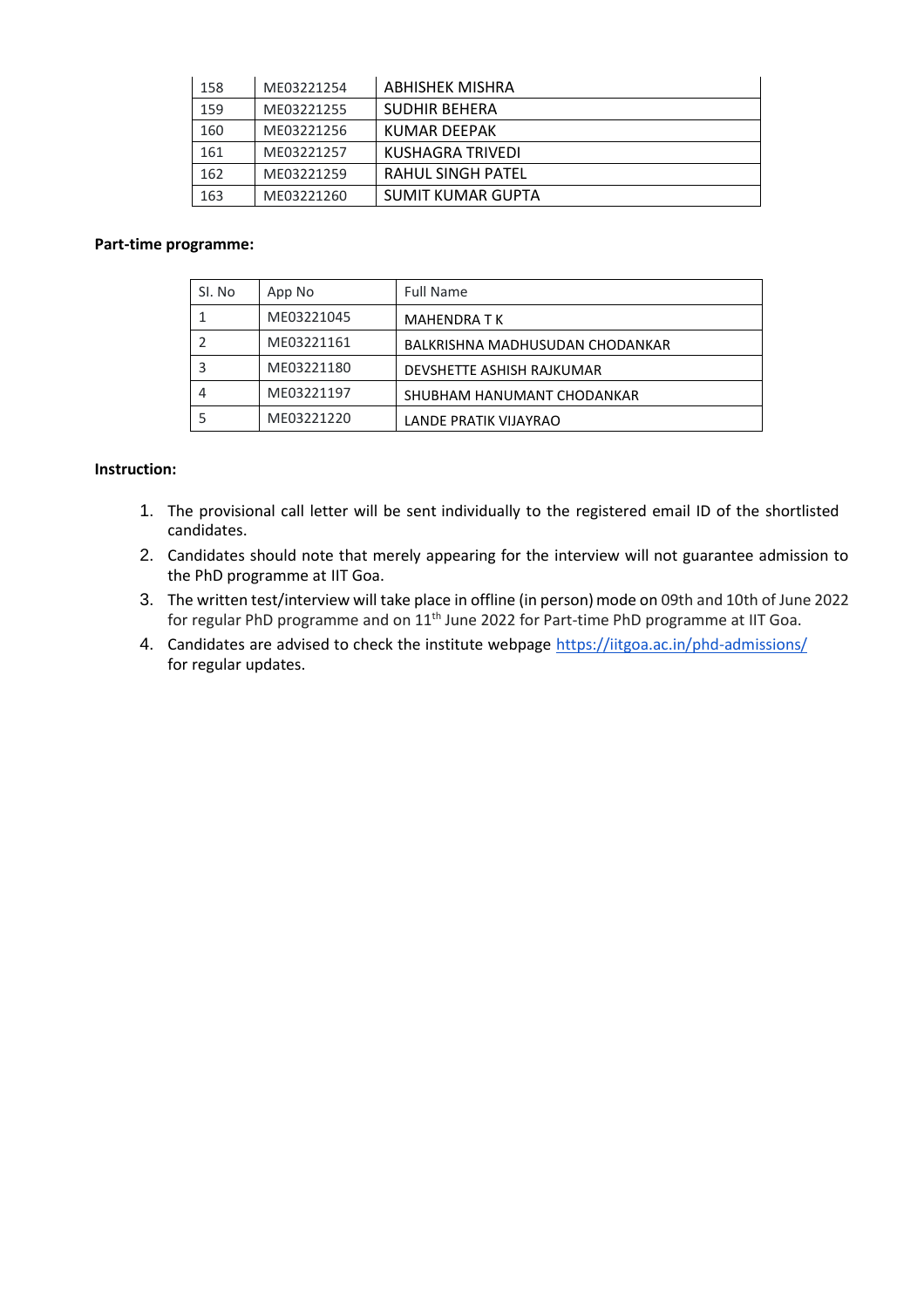| | | |
|---|---|---|
| 158 | ME03221254 | ABHISHEK MISHRA |
| 159 | ME03221255 | SUDHIR BEHERA |
| 160 | ME03221256 | KUMAR DEEPAK |
| 161 | ME03221257 | KUSHAGRA TRIVEDI |
| 162 | ME03221259 | RAHUL SINGH PATEL |
| 163 | ME03221260 | SUMIT KUMAR GUPTA |

**Part-time programme:**

| Sl. No | App No | Full Name |
|---|---|---|
| 1 | ME03221045 | MAHENDRA T K |
| 2 | ME03221161 | BALKRISHNA MADHUSUDAN CHODANKAR |
| 3 | ME03221180 | DEVSHETTE ASHISH RAJKUMAR |
| 4 | ME03221197 | SHUBHAM HANUMANT CHODANKAR |
| 5 | ME03221220 | LANDE PRATIK VIJAYRAO |

**Instruction:**

1. The provisional call letter will be sent individually to the registered email ID of the shortlisted candidates.
2. Candidates should note that merely appearing for the interview will not guarantee admission to the PhD programme at IIT Goa.
3. The written test/interview will take place in offline (in person) mode on 09th and 10th of June 2022 for regular PhD programme and on 11th June 2022 for Part-time PhD programme at IIT Goa.
4. Candidates are advised to check the institute webpage https://iitgoa.ac.in/phd-admissions/ for regular updates.